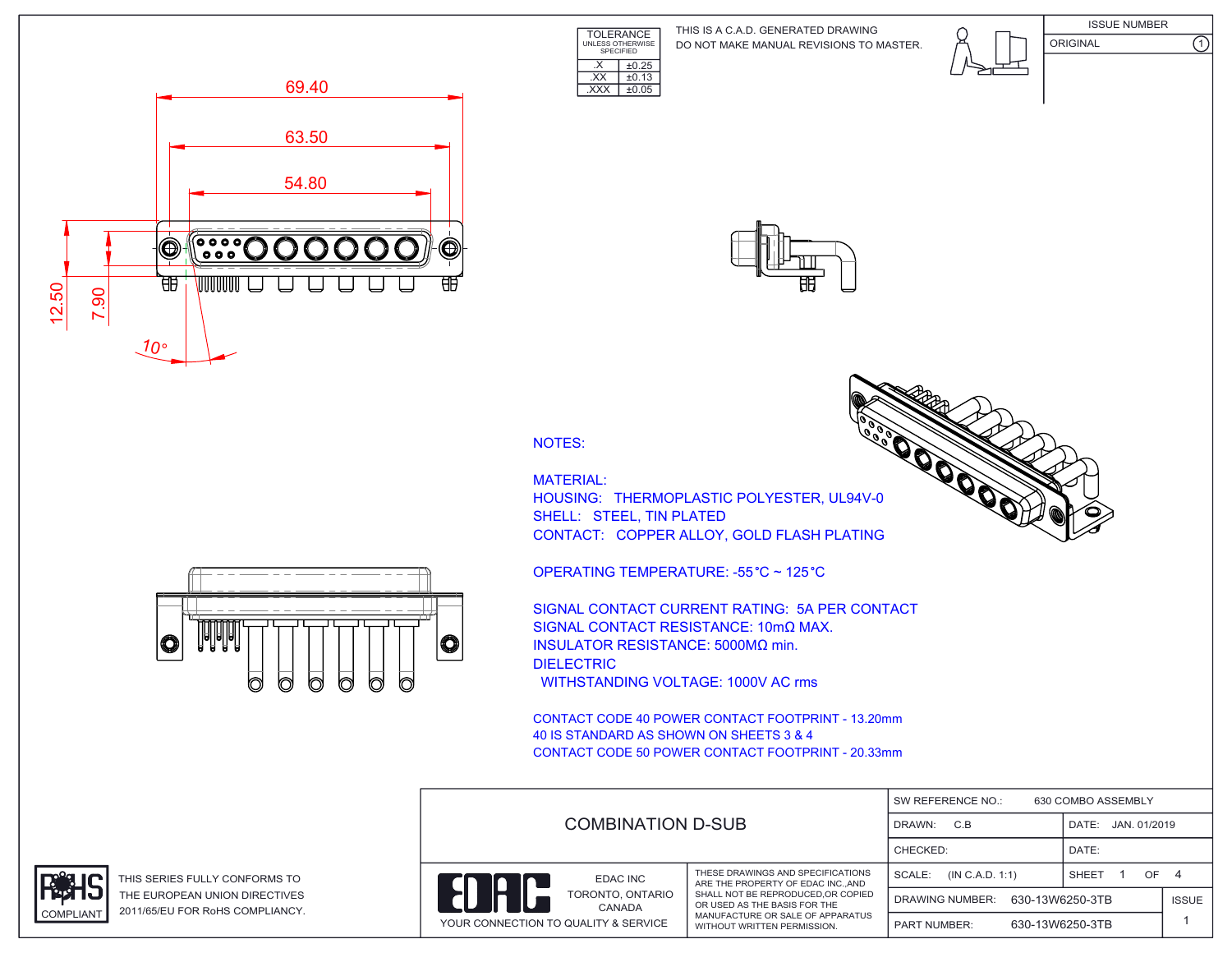| TOLERANCE UNLESS OTHERWISE SPECIFIED | |
|---|---|
| .X | ±0.25 |
| .XX | ±0.13 |
| .XXX | ±0.05 |

THIS IS A C.A.D. GENERATED DRAWING
DO NOT MAKE MANUAL REVISIONS TO MASTER.

| ISSUE NUMBER | |
|---|---|
| ORIGINAL | 1 |

69.40

63.50

54.80

12.50

7.90

10°

NOTES:

MATERIAL:
HOUSING: THERMOPLASTIC POLYESTER, UL94V-0
SHELL: STEEL, TIN PLATED
CONTACT: COPPER ALLOY, GOLD FLASH PLATING

OPERATING TEMPERATURE: -55°C ~ 125°C

SIGNAL CONTACT CURRENT RATING: 5A PER CONTACT
SIGNAL CONTACT RESISTANCE: 10mΩ MAX.
INSULATOR RESISTANCE: 5000MΩ min.
DIELECTRIC
WITHSTANDING VOLTAGE: 1000V AC rms

CONTACT CODE 40 POWER CONTACT FOOTPRINT - 13.20mm
40 IS STANDARD AS SHOWN ON SHEETS 3 & 4
CONTACT CODE 50 POWER CONTACT FOOTPRINT - 20.33mm

RoHS COMPLIANT

THIS SERIES FULLY CONFORMS TO THE EUROPEAN UNION DIRECTIVES 2011/65/EU FOR RoHS COMPLIANCY.

COMBINATION D-SUB

EDAC INC
TORONTO, ONTARIO
CANADA
YOUR CONNECTION TO QUALITY & SERVICE

THESE DRAWINGS AND SPECIFICATIONS ARE THE PROPERTY OF EDAC INC.,AND SHALL NOT BE REPRODUCED,OR COPIED OR USED AS THE BASIS FOR THE MANUFACTURE OR SALE OF APPARATUS WITHOUT WRITTEN PERMISSION.

| SW REFERENCE NO.: 630 COMBO ASSEMBLY | | |
|---|---|---|
| DRAWN: C.B | DATE: JAN. 01/2019 | |
| CHECKED: | DATE: | |
| SCALE: (IN C.A.D. 1:1) | SHEET 1 OF 4 | |
| DRAWING NUMBER: 630-13W6250-3TB | | ISSUE |
| PART NUMBER: 630-13W6250-3TB | | 1 |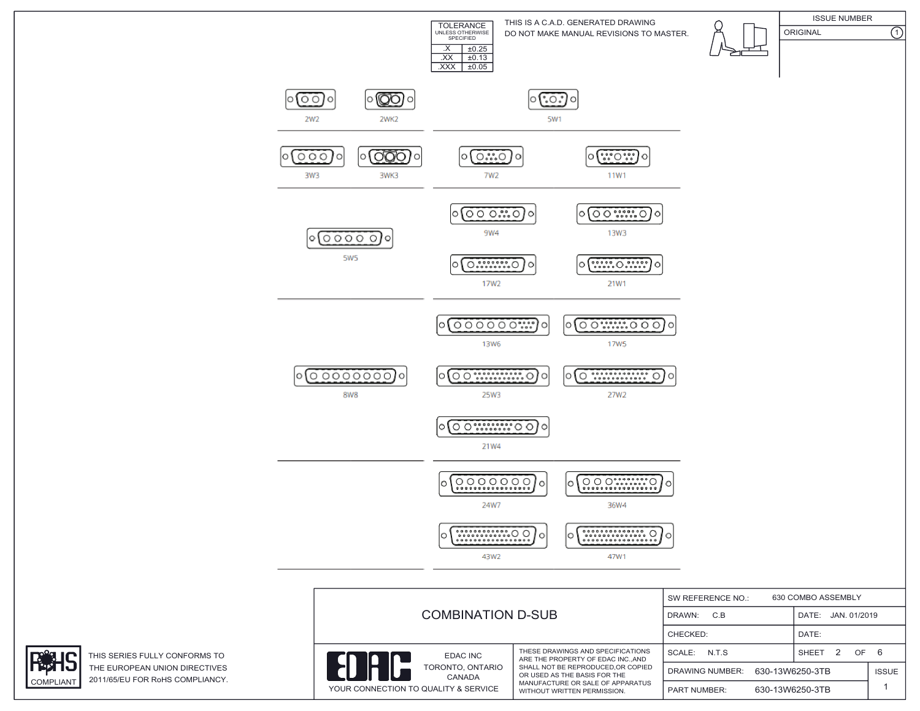| TOLERANCE UNLESS OTHERWISE SPECIFIED | |
|---|---|
| .X | ±0.25 |
| .XX | ±0.13 |
| .XXX | ±0.05 |

THIS IS A C.A.D. GENERATED DRAWING
DO NOT MAKE MANUAL REVISIONS TO MASTER.

| ISSUE NUMBER | |
|---|---|
| ORIGINAL | 1 |

2W2 2WK2 5W1

3W3 3WK3 7W2 11W1

5W5 9W4 13W3 17W2 21W1

8W8 13W6 17W5 25W3 27W2 21W4

24W7 36W4 43W2 47W1

THIS SERIES FULLY CONFORMS TO THE EUROPEAN UNION DIRECTIVES 2011/65/EU FOR RoHS COMPLIANCY.

RoHS COMPLIANT

# COMBINATION D-SUB

EDAC INC
TORONTO, ONTARIO
CANADA

YOUR CONNECTION TO QUALITY & SERVICE

THESE DRAWINGS AND SPECIFICATIONS ARE THE PROPERTY OF EDAC INC.,AND SHALL NOT BE REPRODUCED,OR COPIED OR USED AS THE BASIS FOR THE MANUFACTURE OR SALE OF APPARATUS WITHOUT WRITTEN PERMISSION.

| SW REFERENCE NO.: 630 COMBO ASSEMBLY | | |
|---|---|---|
| DRAWN: C.B | DATE: JAN. 01/2019 | |
| CHECKED: | DATE: | |
| SCALE: N.T.S | SHEET 2 OF 6 | |
| DRAWING NUMBER: 630-13W6250-3TB | | ISSUE |
| PART NUMBER: 630-13W6250-3TB | | 1 |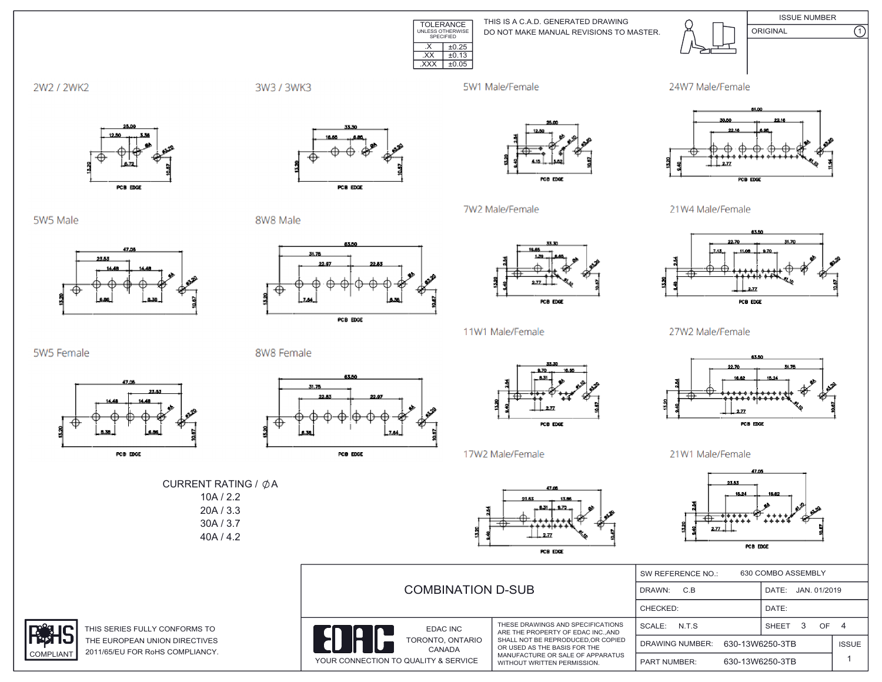| TOLERANCE UNLESS OTHERWISE SPECIFIED | |
|---|---|
| .X | ±0.25 |
| .XX | ±0.13 |
| .XXX | ±0.05 |

THIS IS A C.A.D. GENERATED DRAWING
DO NOT MAKE MANUAL REVISIONS TO MASTER.

| ISSUE NUMBER | |
|---|---|
| ORIGINAL | 1 |

## 2W2 / 2WK2

## 3W3 / 3WK3

## 5W1 Male/Female

## 24W7 Male/Female

## 5W5 Male

## 8W8 Male

## 7W2 Male/Female

## 21W4 Male/Female

## 11W1 Male/Female

## 5W5 Female

## 8W8 Female

## 27W2 Male/Female

## 17W2 Male/Female

## 21W1 Male/Female

CURRENT RATING / ∅A
10A / 2.2
20A / 3.3
30A / 3.7
40A / 4.2

RoHS COMPLIANT

THIS SERIES FULLY CONFORMS TO THE EUROPEAN UNION DIRECTIVES 2011/65/EU FOR RoHS COMPLIANCY.

COMBINATION D-SUB

EDAC INC
TORONTO, ONTARIO
CANADA
YOUR CONNECTION TO QUALITY & SERVICE

THESE DRAWINGS AND SPECIFICATIONS ARE THE PROPERTY OF EDAC INC.,AND SHALL NOT BE REPRODUCED,OR COPIED OR USED AS THE BASIS FOR THE MANUFACTURE OR SALE OF APPARATUS WITHOUT WRITTEN PERMISSION.

| SW REFERENCE NO.: 630 COMBO ASSEMBLY | |
|---|---|
| DRAWN: C.B | DATE: JAN. 01/2019 |
| CHECKED: | DATE: |
| SCALE: N.T.S | SHEET 3 OF 4 |
| DRAWING NUMBER: 630-13W6250-3TB | ISSUE |
| PART NUMBER: 630-13W6250-3TB | 1 |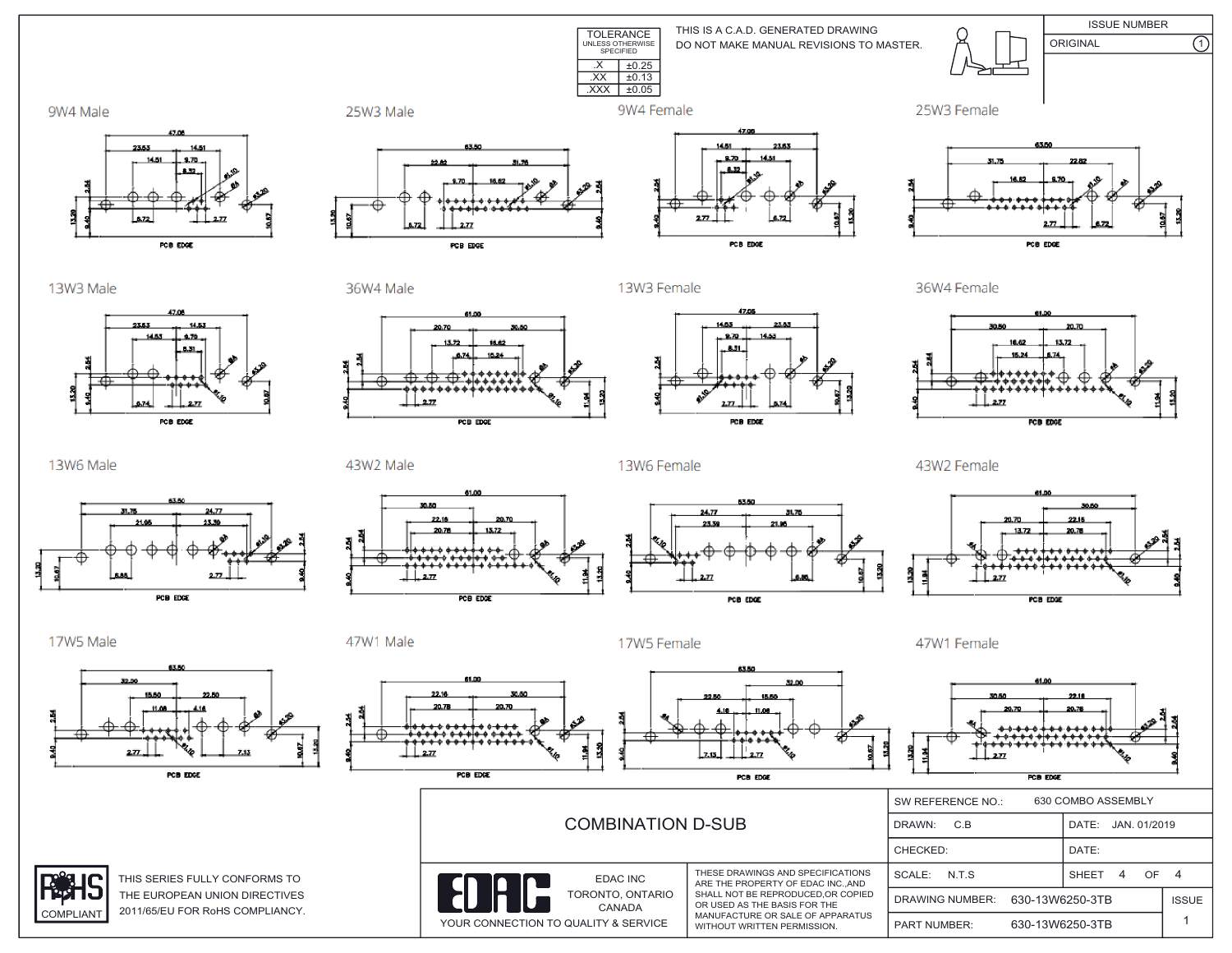| TOLERANCE UNLESS OTHERWISE SPECIFIED | |
|---|---|
| .X | ±0.25 |
| .XX | ±0.13 |
| .XXX | ±0.05 |

THIS IS A C.A.D. GENERATED DRAWING
DO NOT MAKE MANUAL REVISIONS TO MASTER.

| ISSUE NUMBER | |
|---|---|
| ORIGINAL | 1 |

9W4 Male

47.05
23.53
14.51
14.51
9.70
8.32
ø1.10
ø4
ø3.20
2.54
13.20
9.40
6.72
2.77
10.67
PCB EDGE

25W3 Male

63.50
22.82
31.75
9.70
16.62
ø1.10
ø4
ø3.20
2.54
13.20
10.67
6.72
2.77
9.40
PCB EDGE

9W4 Female

47.05
14.51
23.53
9.70
14.51
8.32
ø1.10
ø4
ø3.20
2.54
9.40
2.77
6.72
10.67
13.20
PCB EDGE

25W3 Female

63.50
31.75
22.82
16.62
9.70
ø1.10
ø4
ø3.20
2.54
9.40
2.77
6.72
10.67
13.20
PCB EDGE

13W3 Male

47.05
23.53
14.53
14.53
9.70
8.31
ø4
ø3.20
2.54
13.20
9.40
6.74
2.77
ø1.10
10.67
PCB EDGE

36W4 Male

61.00
20.70
30.50
13.72
16.62
6.74
15.24
ø4
ø3.20
2.54
9.40
2.77
ø1.10
11.94
13.20
PCB EDGE

13W3 Female

47.05
14.53
23.53
9.70
14.53
8.31
ø4
ø3.20
2.54
9.40
ø1.10
2.77
6.74
10.67
13.20
PCB EDGE

36W4 Female

61.00
30.50
20.70
16.62
13.72
15.24
6.74
ø4
ø3.20
2.54
9.40
2.77
ø1.10
11.94
13.20
PCB EDGE

13W6 Male

63.50
31.75
24.77
21.95
23.39
ø4
ø1.10
ø3.20
2.54
13.20
10.67
6.86
2.77
9.40
PCB EDGE

43W2 Male

61.00
30.50
22.16
20.70
20.78
13.72
ø4
ø3.20
2.54
9.40
2.77
ø1.10
11.94
13.20
PCB EDGE

13W6 Female

63.50
24.77
31.75
23.39
21.95
ø1.10
ø4
ø3.20
2.54
9.40
2.77
6.86
10.67
13.20
PCB EDGE

43W2 Female

61.00
30.50
20.70
22.16
13.72
20.78
ø4
ø3.20
2.54
13.20
11.94
2.77
ø1.10
9.40
PCB EDGE

17W5 Male

63.50
32.00
15.50
22.50
11.08
4.16
ø4
ø3.20
2.54
9.40
2.77
ø1.10
7.13
10.67
13.20
PCB EDGE

47W1 Male

61.00
22.16
30.50
20.78
20.70
ø4
ø3.20
2.54
9.40
2.77
ø1.10
11.94
13.20
PCB EDGE

17W5 Female

63.50
32.00
22.50
15.50
4.16
11.08
ø4
ø3.20
2.54
9.40
7.13
2.77
ø1.10
10.67
13.20
PCB EDGE

47W1 Female

61.00
30.50
22.16
20.70
20.78
ø4
ø3.20
2.54
13.20
11.94
2.77
ø1.10
9.40
PCB EDGE

RoHS COMPLIANT

THIS SERIES FULLY CONFORMS TO THE EUROPEAN UNION DIRECTIVES 2011/65/EU FOR RoHS COMPLIANCY.

COMBINATION D-SUB

EDAC

EDAC INC
TORONTO, ONTARIO
CANADA

YOUR CONNECTION TO QUALITY & SERVICE

THESE DRAWINGS AND SPECIFICATIONS ARE THE PROPERTY OF EDAC INC.,AND SHALL NOT BE REPRODUCED,OR COPIED OR USED AS THE BASIS FOR THE MANUFACTURE OR SALE OF APPARATUS WITHOUT WRITTEN PERMISSION.

| | | | |
|---|---|---|---|
| SW REFERENCE NO.: | 630 COMBO ASSEMBLY | | |
| DRAWN: C.B | | DATE: JAN. 01/2019 | |
| CHECKED: | | DATE: | |
| SCALE: N.T.S | | SHEET 4 OF 4 | |
| DRAWING NUMBER: | 630-13W6250-3TB | | ISSUE |
| PART NUMBER: | 630-13W6250-3TB | | 1 |